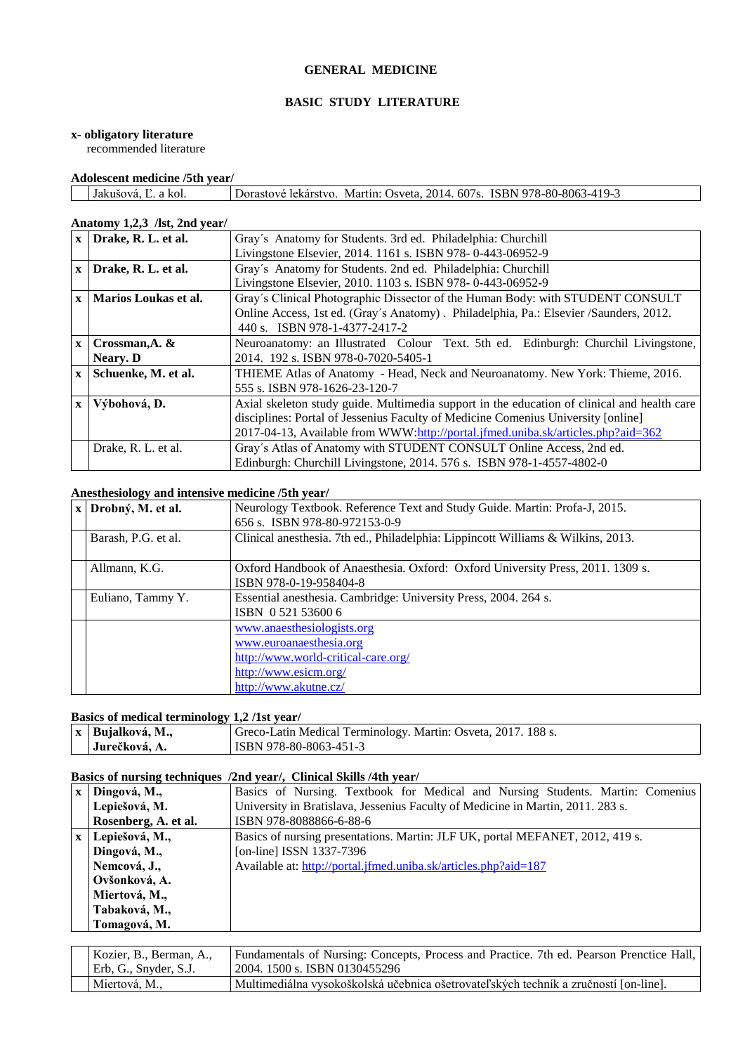# GENERAL MEDICINE

## BASIC STUDY LITERATURE

**x- obligatory literature**
recommended literature

**Adolescent medicine /5th year/**

| | | |
|---|---|---|
| | Jakušová, Ľ. a kol. | Dorastové lekárstvo. Martin: Osveta, 2014. 607s. ISBN 978-80-8063-419-3 |

**Anatomy 1,2,3 /lst, 2nd year/**

| | | |
|---|---|---|
| **x** | **Drake, R. L. et al.** | Gray´s Anatomy for Students. 3rd ed. Philadelphia: Churchill Livingstone Elsevier, 2014. 1161 s. ISBN 978- 0-443-06952-9 |
| **x** | **Drake, R. L. et al.** | Gray´s Anatomy for Students. 2nd ed. Philadelphia: Churchill Livingstone Elsevier, 2010. 1103 s. ISBN 978- 0-443-06952-9 |
| **x** | **Marios Loukas et al.** | Gray´s Clinical Photographic Dissector of the Human Body: with STUDENT CONSULT Online Access, 1st ed. (Gray´s Anatomy) . Philadelphia, Pa.: Elsevier /Saunders, 2012. 440 s. ISBN 978-1-4377-2417-2 |
| **x** | **Crossman,A. & Neary. D** | Neuroanatomy: an Illustrated Colour Text. 5th ed. Edinburgh: Churchil Livingstone, 2014. 192 s. ISBN 978-0-7020-5405-1 |
| **x** | **Schuenke, M. et al.** | THIEME Atlas of Anatomy - Head, Neck and Neuroanatomy. New York: Thieme, 2016. 555 s. ISBN 978-1626-23-120-7 |
| **x** | **Výbohová, D.** | Axial skeleton study guide. Multimedia support in the education of clinical and health care disciplines: Portal of Jessenius Faculty of Medicine Comenius University [online] 2017-04-13, Available from WWW:http://portal.jfmed.uniba.sk/articles.php?aid=362 |
| | Drake, R. L. et al. | Gray´s Atlas of Anatomy with STUDENT CONSULT Online Access, 2nd ed. Edinburgh: Churchill Livingstone, 2014. 576 s. ISBN 978-1-4557-4802-0 |

**Anesthesiology and intensive medicine /5th year/**

| | | |
|---|---|---|
| **x** | **Drobný, M. et al.** | Neurology Textbook. Reference Text and Study Guide. Martin: Profa-J, 2015. 656 s. ISBN 978-80-972153-0-9 |
| | Barash, P.G. et al. | Clinical anesthesia. 7th ed., Philadelphia: Lippincott Williams & Wilkins, 2013. |
| | Allmann, K.G. | Oxford Handbook of Anaesthesia. Oxford: Oxford University Press, 2011. 1309 s. ISBN 978-0-19-958404-8 |
| | Euliano, Tammy Y. | Essential anesthesia. Cambridge: University Press, 2004. 264 s. ISBN 0 521 53600 6 |
| | | www.anaesthesiologists.org<br>www.euroanaesthesia.org<br>http://www.world-critical-care.org/<br>http://www.esicm.org/<br>http://www.akutne.cz/ |

**Basics of medical terminology 1,2 /1st year/**

| | | |
|---|---|---|
| **x** | **Bujalková, M., Jurečková, A.** | Greco-Latin Medical Terminology. Martin: Osveta, 2017. 188 s. ISBN 978-80-8063-451-3 |

**Basics of nursing techniques /2nd year/, Clinical Skills /4th year/**

| | | |
|---|---|---|
| **x** | **Dingová, M., Lepiešová, M. Rosenberg, A. et al.** | Basics of Nursing. Textbook for Medical and Nursing Students. Martin: Comenius University in Bratislava, Jessenius Faculty of Medicine in Martin, 2011. 283 s. ISBN 978-8088866-6-88-6 |
| **x** | **Lepiešová, M., Dingová, M., Nemcová, J., Ovšonková, A. Miertová, M., Tabaková, M., Tomagová, M.** | Basics of nursing presentations. Martin: JLF UK, portal MEFANET, 2012, 419 s. [on-line] ISSN 1337-7396 Available at: http://portal.jfmed.uniba.sk/articles.php?aid=187 |

| | | |
|---|---|---|
| | Kozier, B., Berman, A., Erb, G., Snyder, S.J. | Fundamentals of Nursing: Concepts, Process and Practice. 7th ed. Pearson Prenctice Hall, 2004. 1500 s. ISBN 0130455296 |
| | Miertová, M., | Multimediálna vysokoškolská učebnica ošetrovateľských techník a zručností [on-line]. |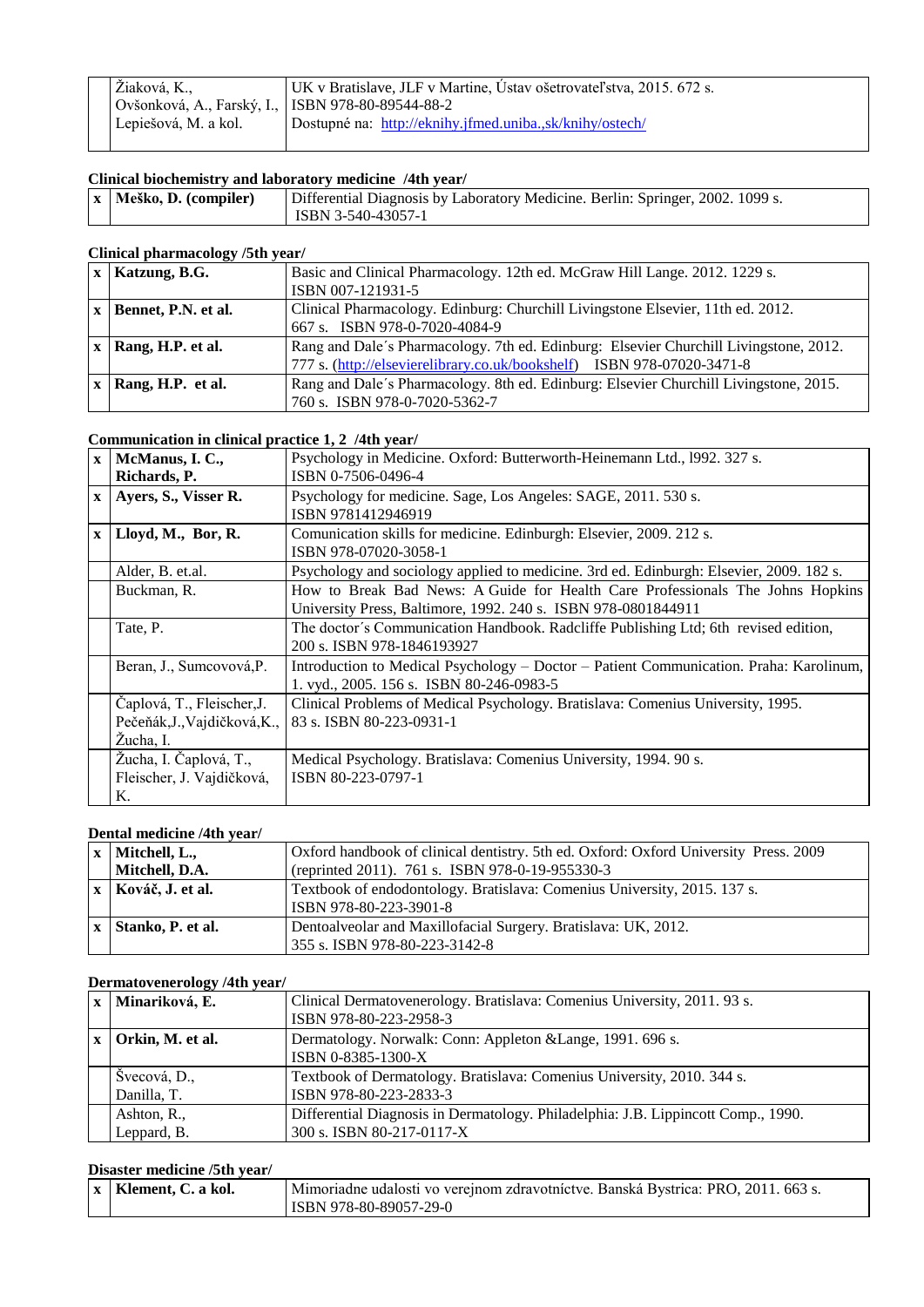| | | |
|---|---|---|
| | Žiaková, K., Ovšonková, A., Farský, I., Lepiešová, M. a kol. | UK v Bratislave, JLF v Martine, Ústav ošetrovateľstva, 2015. 672 s. ISBN 978-80-89544-88-2 Dostupné na: http://eknihy.jfmed.uniba.,sk/knihy/ostech/ |

**Clinical biochemistry and laboratory medicine /4th year/**

| | | |
|---|---|---|
| x | **Meško, D. (compiler)** | Differential Diagnosis by Laboratory Medicine. Berlin: Springer, 2002. 1099 s. ISBN 3-540-43057-1 |

**Clinical pharmacology /5th year/**

| | | |
|---|---|---|
| x | **Katzung, B.G.** | Basic and Clinical Pharmacology. 12th ed. McGraw Hill Lange. 2012. 1229 s. ISBN 007-121931-5 |
| x | **Bennet, P.N. et al.** | Clinical Pharmacology. Edinburg: Churchill Livingstone Elsevier, 11th ed. 2012. 667 s. ISBN 978-0-7020-4084-9 |
| x | **Rang, H.P. et al.** | Rang and Dale´s Pharmacology. 7th ed. Edinburg: Elsevier Churchill Livingstone, 2012. 777 s. (http://elsevierelibrary.co.uk/bookshelf) ISBN 978-07020-3471-8 |
| x | **Rang, H.P. et al.** | Rang and Dale´s Pharmacology. 8th ed. Edinburg: Elsevier Churchill Livingstone, 2015. 760 s. ISBN 978-0-7020-5362-7 |

**Communication in clinical practice 1, 2 /4th year/**

| | | |
|---|---|---|
| x | **McManus, I. C., Richards, P.** | Psychology in Medicine. Oxford: Butterworth-Heinemann Ltd., l992. 327 s. ISBN 0-7506-0496-4 |
| x | **Ayers, S., Visser R.** | Psychology for medicine. Sage, Los Angeles: SAGE, 2011. 530 s. ISBN 9781412946919 |
| x | **Lloyd, M., Bor, R.** | Comunication skills for medicine. Edinburgh: Elsevier, 2009. 212 s. ISBN 978-07020-3058-1 |
| | Alder, B. et.al. | Psychology and sociology applied to medicine. 3rd ed. Edinburgh: Elsevier, 2009. 182 s. |
| | Buckman, R. | How to Break Bad News: A Guide for Health Care Professionals The Johns Hopkins University Press, Baltimore, 1992. 240 s. ISBN 978-0801844911 |
| | Tate, P. | The doctor´s Communication Handbook. Radcliffe Publishing Ltd; 6th revised edition, 200 s. ISBN 978-1846193927 |
| | Beran, J., Sumcovová,P. | Introduction to Medical Psychology – Doctor – Patient Communication. Praha: Karolinum, 1. vyd., 2005. 156 s. ISBN 80-246-0983-5 |
| | Čaplová, T., Fleischer,J. Pečeňák,J.,Vajdičková,K., Žucha, I. | Clinical Problems of Medical Psychology. Bratislava: Comenius University, 1995. 83 s. ISBN 80-223-0931-1 |
| | Žucha, I. Čaplová, T., Fleischer, J. Vajdičková, K. | Medical Psychology. Bratislava: Comenius University, 1994. 90 s. ISBN 80-223-0797-1 |

**Dental medicine /4th year/**

| | | |
|---|---|---|
| x | **Mitchell, L., Mitchell, D.A.** | Oxford handbook of clinical dentistry. 5th ed. Oxford: Oxford University Press. 2009 (reprinted 2011). 761 s. ISBN 978-0-19-955330-3 |
| x | **Kováč, J. et al.** | Textbook of endodontology. Bratislava: Comenius University, 2015. 137 s. ISBN 978-80-223-3901-8 |
| x | **Stanko, P. et al.** | Dentoalveolar and Maxillofacial Surgery. Bratislava: UK, 2012. 355 s. ISBN 978-80-223-3142-8 |

**Dermatovenerology /4th year/**

| | | |
|---|---|---|
| x | **Minariková, E.** | Clinical Dermatovenerology. Bratislava: Comenius University, 2011. 93 s. ISBN 978-80-223-2958-3 |
| x | **Orkin, M. et al.** | Dermatology. Norwalk: Conn: Appleton &Lange, 1991. 696 s. ISBN 0-8385-1300-X |
| | Švecová, D., Danilla, T. | Textbook of Dermatology. Bratislava: Comenius University, 2010. 344 s. ISBN 978-80-223-2833-3 |
| | Ashton, R., Leppard, B. | Differential Diagnosis in Dermatology. Philadelphia: J.B. Lippincott Comp., 1990. 300 s. ISBN 80-217-0117-X |

**Disaster medicine /5th year/**

| | | |
|---|---|---|
| x | **Klement, C. a kol.** | Mimoriadne udalosti vo verejnom zdravotníctve. Banská Bystrica: PRO, 2011. 663 s. ISBN 978-80-89057-29-0 |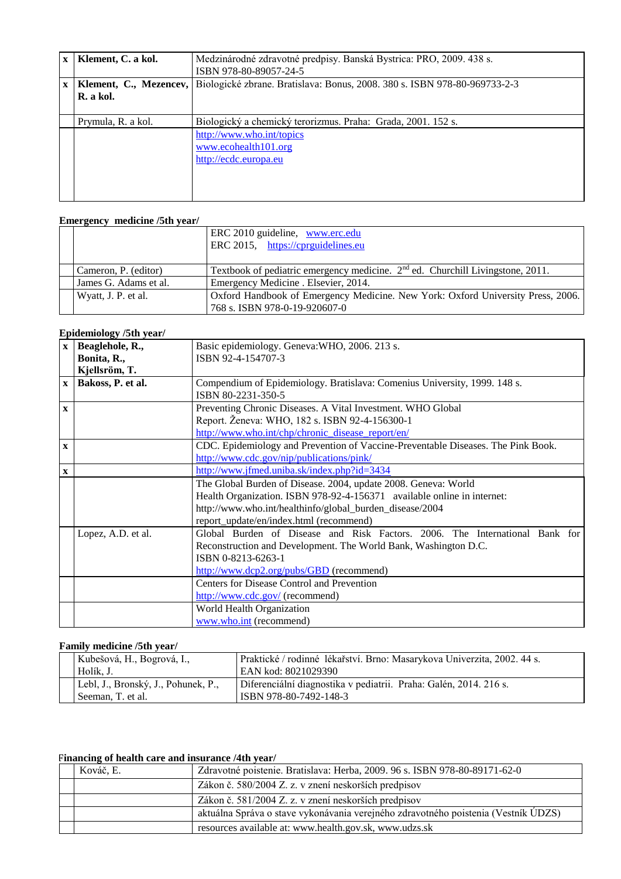| | | |
|---|---|---|
| x | **Klement, C. a kol.** | Medzinárodné zdravotné predpisy. Banská Bystrica: PRO, 2009. 438 s. ISBN 978-80-89057-24-5 |
| x | **Klement, C., Mezencev, R. a kol.** | Biologické zbrane. Bratislava: Bonus, 2008. 380 s. ISBN 978-80-969733-2-3 |
| | Prymula, R. a kol. | Biologický a chemický terorizmus. Praha: Grada, 2001. 152 s. |
| | | http://www.who.int/topics<br>www.ecohealth101.org<br>http://ecdc.europa.eu |

**Emergency medicine /5th year/**

| | | |
|---|---|---|
| | | ERC 2010 guideline, www.erc.edu<br>ERC 2015, https://cprguidelines.eu |
| | Cameron, P. (editor) | Textbook of pediatric emergency medicine. 2nd ed. Churchill Livingstone, 2011. |
| | James G. Adams et al. | Emergency Medicine . Elsevier, 2014. |
| | Wyatt, J. P. et al. | Oxford Handbook of Emergency Medicine. New York: Oxford University Press, 2006. 768 s. ISBN 978-0-19-920607-0 |

**Epidemiology /5th year/**

| | | |
|---|---|---|
| x | **Beaglehole, R., Bonita, R., Kjellsröm, T.** | Basic epidemiology. Geneva:WHO, 2006. 213 s. ISBN 92-4-154707-3 |
| x | **Bakoss, P. et al.** | Compendium of Epidemiology. Bratislava: Comenius University, 1999. 148 s. ISBN 80-2231-350-5 |
| x | | Preventing Chronic Diseases. A Vital Investment. WHO Global Report. Ženeva: WHO, 182 s. ISBN 92-4-156300-1 http://www.who.int/chp/chronic_disease_report/en/ |
| x | | CDC. Epidemiology and Prevention of Vaccine-Preventable Diseases. The Pink Book. http://www.cdc.gov/nip/publications/pink/ |
| x | | http://www.jfmed.uniba.sk/index.php?id=3434 |
| | | The Global Burden of Disease. 2004, update 2008. Geneva: World Health Organization. ISBN 978-92-4-156371 available online in internet: http://www.who.int/healthinfo/global_burden_disease/2004 report_update/en/index.html (recommend) |
| | Lopez, A.D. et al. | Global Burden of Disease and Risk Factors. 2006. The International Bank for Reconstruction and Development. The World Bank, Washington D.C. ISBN 0-8213-6263-1 http://www.dcp2.org/pubs/GBD (recommend) |
| | | Centers for Disease Control and Prevention http://www.cdc.gov/ (recommend) |
| | | World Health Organization www.who.int (recommend) |

**Family medicine /5th year/**

| | | |
|---|---|---|
| | Kubešová, H., Bogrová, I., Holík, J. | Praktické / rodinné lékařství. Brno: Masarykova Univerzita, 2002. 44 s. EAN kod: 8021029390 |
| | Lebl, J., Bronský, J., Pohunek, P., Seeman, T. et al. | Diferenciální diagnostika v pediatrii. Praha: Galén, 2014. 216 s. ISBN 978-80-7492-148-3 |

**Financing of health care and insurance /4th year/**

| | | |
|---|---|---|
| | Kováč, E. | Zdravotné poistenie. Bratislava: Herba, 2009. 96 s. ISBN 978-80-89171-62-0 |
| | | Zákon č. 580/2004 Z. z. v znení neskorších predpisov |
| | | Zákon č. 581/2004 Z. z. v znení neskorších predpisov |
| | | aktuálna Správa o stave vykonávania verejného zdravotného poistenia (Vestník ÚDZS) |
| | | resources available at: www.health.gov.sk, www.udzs.sk |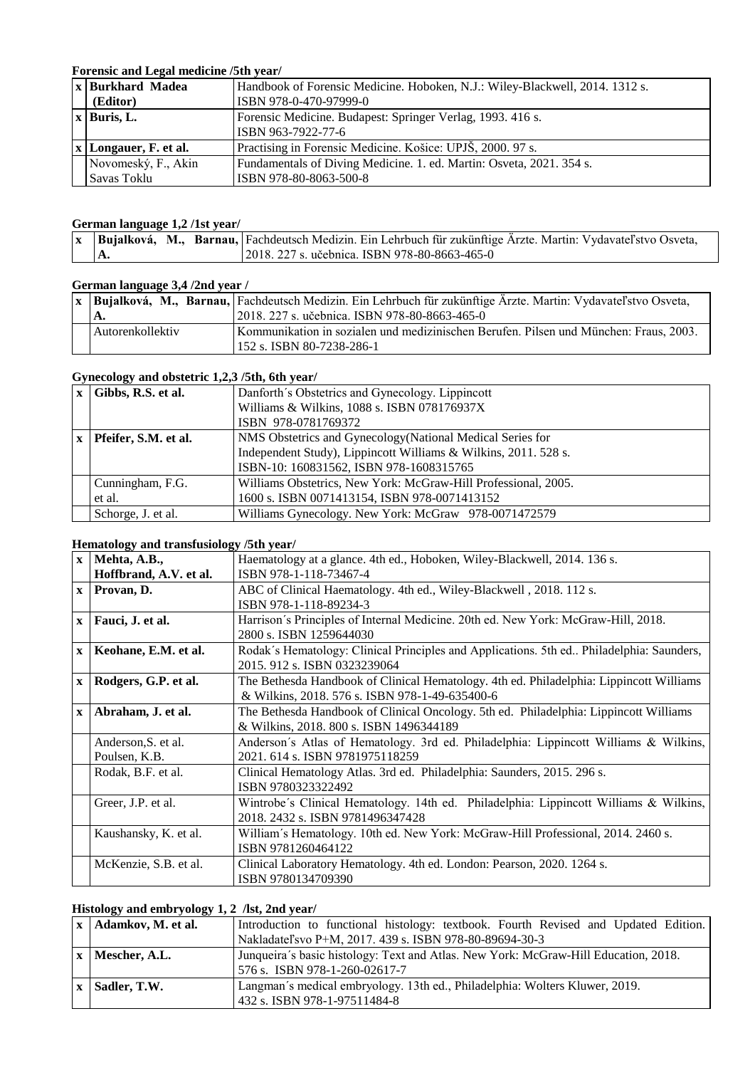**Forensic and Legal medicine /5th year/**

| | | |
|---|---|---|
| x | **Burkhard Madea (Editor)** | Handbook of Forensic Medicine. Hoboken, N.J.: Wiley-Blackwell, 2014. 1312 s. ISBN 978-0-470-97999-0 |
| x | **Buris, L.** | Forensic Medicine. Budapest: Springer Verlag, 1993. 416 s. ISBN 963-7922-77-6 |
| x | **Longauer, F. et al.** | Practising in Forensic Medicine. Košice: UPJŠ, 2000. 97 s. |
| | Novomeský, F., Akin Savas Toklu | Fundamentals of Diving Medicine. 1. ed. Martin: Osveta, 2021. 354 s. ISBN 978-80-8063-500-8 |

**German language 1,2 /1st year/**

| | | |
|---|---|---|
| x | **Bujalková, M., Barnau, A.** | Fachdeutsch Medizin. Ein Lehrbuch für zukünftige Ärzte. Martin: Vydavateľstvo Osveta, 2018. 227 s. učebnica. ISBN 978-80-8663-465-0 |

**German language 3,4 /2nd year /**

| | | |
|---|---|---|
| x | **Bujalková, M., Barnau, A.** | Fachdeutsch Medizin. Ein Lehrbuch für zukünftige Ärzte. Martin: Vydavateľstvo Osveta, 2018. 227 s. učebnica. ISBN 978-80-8663-465-0 |
| | Autorenkollektiv | Kommunikation in sozialen und medizinischen Berufen. Pilsen und München: Fraus, 2003. 152 s. ISBN 80-7238-286-1 |

**Gynecology and obstetric 1,2,3 /5th, 6th year/**

| | | |
|---|---|---|
| x | **Gibbs, R.S. et al.** | Danforth´s Obstetrics and Gynecology. Lippincott Williams & Wilkins, 1088 s. ISBN 078176937X ISBN 978-0781769372 |
| x | **Pfeifer, S.M. et al.** | NMS Obstetrics and Gynecology(National Medical Series for Independent Study), Lippincott Williams & Wilkins, 2011. 528 s. ISBN-10: 160831562, ISBN 978-1608315765 |
| | Cunningham, F.G. et al. | Williams Obstetrics, New York: McGraw-Hill Professional, 2005. 1600 s. ISBN 0071413154, ISBN 978-0071413152 |
| | Schorge, J. et al. | Williams Gynecology. New York: McGraw 978-0071472579 |

**Hematology and transfusiology /5th year/**

| | | |
|---|---|---|
| x | **Mehta, A.B., Hoffbrand, A.V. et al.** | Haematology at a glance. 4th ed., Hoboken, Wiley-Blackwell, 2014. 136 s. ISBN 978-1-118-73467-4 |
| x | **Provan, D.** | ABC of Clinical Haematology. 4th ed., Wiley-Blackwell , 2018. 112 s. ISBN 978-1-118-89234-3 |
| x | **Fauci, J. et al.** | Harrison´s Principles of Internal Medicine. 20th ed. New York: McGraw-Hill, 2018. 2800 s. ISBN 1259644030 |
| x | **Keohane, E.M. et al.** | Rodak´s Hematology: Clinical Principles and Applications. 5th ed.. Philadelphia: Saunders, 2015. 912 s. ISBN 0323239064 |
| x | **Rodgers, G.P. et al.** | The Bethesda Handbook of Clinical Hematology. 4th ed. Philadelphia: Lippincott Williams & Wilkins, 2018. 576 s. ISBN 978-1-49-635400-6 |
| x | **Abraham, J. et al.** | The Bethesda Handbook of Clinical Oncology. 5th ed. Philadelphia: Lippincott Williams & Wilkins, 2018. 800 s. ISBN 1496344189 |
| | Anderson,S. et al. Poulsen, K.B. | Anderson´s Atlas of Hematology. 3rd ed. Philadelphia: Lippincott Williams & Wilkins, 2021. 614 s. ISBN 9781975118259 |
| | Rodak, B.F. et al. | Clinical Hematology Atlas. 3rd ed. Philadelphia: Saunders, 2015. 296 s. ISBN 9780323322492 |
| | Greer, J.P. et al. | Wintrobe´s Clinical Hematology. 14th ed. Philadelphia: Lippincott Williams & Wilkins, 2018. 2432 s. ISBN 9781496347428 |
| | Kaushansky, K. et al. | William´s Hematology. 10th ed. New York: McGraw-Hill Professional, 2014. 2460 s. ISBN 9781260464122 |
| | McKenzie, S.B. et al. | Clinical Laboratory Hematology. 4th ed. London: Pearson, 2020. 1264 s. ISBN 9780134709390 |

**Histology and embryology 1, 2 /lst, 2nd year/**

| | | |
|---|---|---|
| x | **Adamkov, M. et al.** | Introduction to functional histology: textbook. Fourth Revised and Updated Edition. Nakladateľsvo P+M, 2017. 439 s. ISBN 978-80-89694-30-3 |
| x | **Mescher, A.L.** | Junqueira´s basic histology: Text and Atlas. New York: McGraw-Hill Education, 2018. 576 s. ISBN 978-1-260-02617-7 |
| x | **Sadler, T.W.** | Langman´s medical embryology. 13th ed., Philadelphia: Wolters Kluwer, 2019. 432 s. ISBN 978-1-97511484-8 |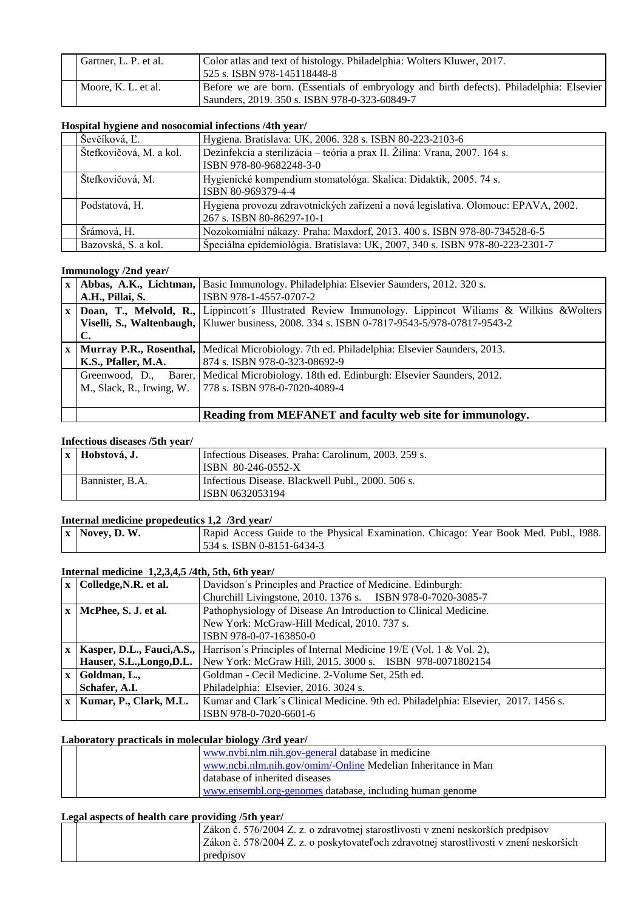|  | Gartner, L. P. et al. | Color atlas and text of histology. Philadelphia: Wolters Kluwer, 2017. 525 s. ISBN 978-145118448-8 |
|---|---|---|
|  | Moore, K. L. et al. | Before we are born. (Essentials of embryology and birth defects). Philadelphia: Elsevier Saunders, 2019. 350 s. ISBN 978-0-323-60849-7 |

**Hospital hygiene and nosocomial infections /4th year/**

|  | Author | Title |
|---|---|---|
|  | Ševčíková, Ľ. | Hygiena. Bratislava: UK, 2006. 328 s. ISBN 80-223-2103-6 |
|  | Štefkovičová, M. a kol. | Dezinfekcia a sterilizácia – teória a prax II. Žilina: Vrana, 2007. 164 s. ISBN 978-80-9682248-3-0 |
|  | Štefkovičová, M. | Hygienické kompendium stomatológa. Skalica: Didaktik, 2005. 74 s. ISBN 80-969379-4-4 |
|  | Podstatová, H. | Hygiena provozu zdravotnických zařízení a nová legislativa. Olomouc: EPAVA, 2002. 267 s. ISBN 80-86297-10-1 |
|  | Šrámová, H. | Nozokomiální nákazy. Praha: Maxdorf, 2013. 400 s. ISBN 978-80-734528-6-5 |
|  | Bazovská, S. a kol. | Špeciálna epidemiológia. Bratislava: UK, 2007, 340 s. ISBN 978-80-223-2301-7 |

**Immunology /2nd year/**

|  | Author | Title |
|---|---|---|
| **x** | **Abbas, A.K., Lichtman, A.H., Pillai, S.** | Basic Immunology. Philadelphia: Elsevier Saunders, 2012. 320 s. ISBN 978-1-4557-0707-2 |
| **x** | **Doan, T., Melvold, R., Viselli, S., Waltenbaugh, C.** | Lippincott´s Illustrated Review Immunology. Lippincot Wiliams & Wilkins &Wolters Kluwer business, 2008. 334 s. ISBN 0-7817-9543-5/978-07817-9543-2 |
| **x** | **Murray P.R., Rosenthal, K.S., Pfaller, M.A.** | Medical Microbiology. 7th ed. Philadelphia: Elsevier Saunders, 2013. 874 s. ISBN 978-0-323-08692-9 |
|  | Greenwood, D., Barer, M., Slack, R., Irwing, W. | Medical Microbiology. 18th ed. Edinburgh: Elsevier Saunders, 2012. 778 s. ISBN 978-0-7020-4089-4 |
|  |  | **Reading from MEFANET and faculty web site for immunology.** |

**Infectious diseases /5th year/**

|  | Author | Title |
|---|---|---|
| **x** | **Hobstová, J.** | Infectious Diseases. Praha: Carolinum, 2003. 259 s. ISBN 80-246-0552-X |
|  | Bannister, B.A. | Infectious Disease. Blackwell Publ., 2000. 506 s. ISBN 0632053194 |

**Internal medicine propedeutics 1,2 /3rd year/**

|  | Author | Title |
|---|---|---|
| **x** | **Novey, D. W.** | Rapid Access Guide to the Physical Examination. Chicago: Year Book Med. Publ., l988. 534 s. ISBN 0-8151-6434-3 |

**Internal medicine 1,2,3,4,5 /4th, 5th, 6th year/**

|  | Author | Title |
|---|---|---|
| **x** | **Colledge,N.R. et al.** | Davidson´s Principles and Practice of Medicine. Edinburgh: Churchill Livingstone, 2010. 1376 s. ISBN 978-0-7020-3085-7 |
| **x** | **McPhee, S. J. et al.** | Pathophysiology of Disease An Introduction to Clinical Medicine. New York: McGraw-Hill Medical, 2010. 737 s. ISBN 978-0-07-163850-0 |
| **x** | **Kasper, D.L., Fauci,A.S., Hauser, S.L.,Longo,D.L.** | Harrison´s Principles of Internal Medicine 19/E (Vol. 1 & Vol. 2), New York: McGraw Hill, 2015. 3000 s. ISBN 978-0071802154 |
| **x** | **Goldman, L., Schafer, A.I.** | Goldman - Cecil Medicine. 2-Volume Set, 25th ed. Philadelphia: Elsevier, 2016. 3024 s. |
| **x** | **Kumar, P., Clark, M.L.** | Kumar and Clark´s Clinical Medicine. 9th ed. Philadelphia: Elsevier, 2017. 1456 s. ISBN 978-0-7020-6601-6 |

**Laboratory practicals in molecular biology /3rd year/**

|  |  | Resources |
|---|---|---|
|  |  | www.nvbi.nlm.nih.gov-general database in medicine<br>www.ncbi.nlm.nih.gov/omim/-Online Medelian Inheritance in Man database of inherited diseases<br>www.ensembl.org-genomes database, including human genome |

**Legal aspects of health care providing /5th year/**

|  |  | Resources |
|---|---|---|
|  |  | Zákon č. 576/2004 Z. z. o zdravotnej starostlivosti v znení neskorších predpisov<br>Zákon č. 578/2004 Z. z. o poskytovateľoch zdravotnej starostlivosti v znení neskorších predpisov |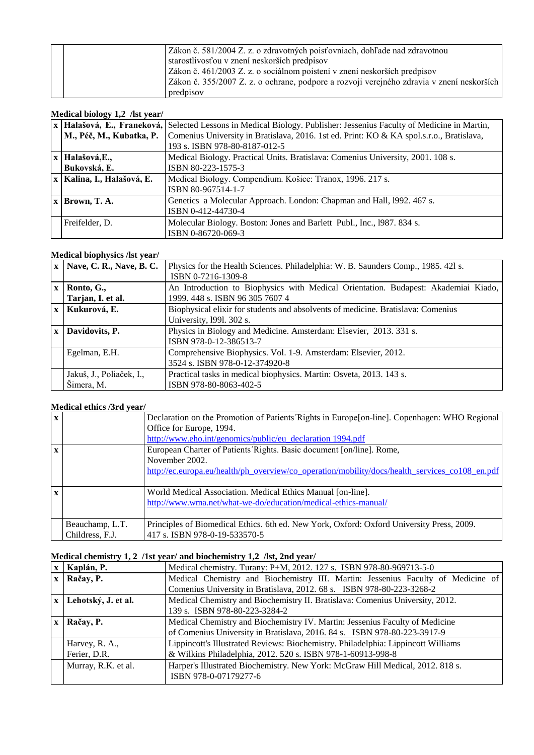| | | |
|---|---|---|
| | | Zákon č. 581/2004 Z. z. o zdravotných poisťovniach, dohľade nad zdravotnou starostlivosťou v znení neskorších predpisov<br>Zákon č. 461/2003 Z. z. o sociálnom poistení v znení neskorších predpisov<br>Zákon č. 355/2007 Z. z. o ochrane, podpore a rozvoji verejného zdravia v znení neskorších predpisov |

**Medical biology 1,2 /lst year/**

| | | |
|---|---|---|
| x | **Halašová, E., Franeková, M., Péč, M., Kubatka, P.** | Selected Lessons in Medical Biology. Publisher: Jessenius Faculty of Medicine in Martin, Comenius University in Bratislava, 2016. 1st ed. Print: KO & KA spol.s.r.o., Bratislava, 193 s. ISBN 978-80-8187-012-5 |
| x | **Halašová,E., Bukovská, E.** | Medical Biology. Practical Units. Bratislava: Comenius University, 2001. 108 s. ISBN 80-223-1575-3 |
| x | **Kalina, I., Halašová, E.** | Medical Biology. Compendium. Košice: Tranox, 1996. 217 s. ISBN 80-967514-1-7 |
| x | **Brown, T. A.** | Genetics a Molecular Approach. London: Chapman and Hall, l992. 467 s. ISBN 0-412-44730-4 |
| | Freifelder, D. | Molecular Biology. Boston: Jones and Barlett Publ., Inc., l987. 834 s. ISBN 0-86720-069-3 |

**Medical biophysics /lst year/**

| | | |
|---|---|---|
| x | **Nave, C. R., Nave, B. C.** | Physics for the Health Sciences. Philadelphia: W. B. Saunders Comp., 1985. 42l s. ISBN 0-7216-1309-8 |
| x | **Ronto, G., Tarjan, I. et al.** | An Introduction to Biophysics with Medical Orientation. Budapest: Akademiai Kiado, 1999. 448 s. ISBN 96 305 7607 4 |
| x | **Kukurová, E.** | Biophysical elixir for students and absolvents of medicine. Bratislava: Comenius University, l99l. 302 s. |
| x | **Davidovits, P.** | Physics in Biology and Medicine. Amsterdam: Elsevier, 2013. 331 s. ISBN 978-0-12-386513-7 |
| | Egelman, E.H. | Comprehensive Biophysics. Vol. 1-9. Amsterdam: Elsevier, 2012. 3524 s. ISBN 978-0-12-374920-8 |
| | Jakuš, J., Poliaček, I., Šimera, M. | Practical tasks in medical biophysics. Martin: Osveta, 2013. 143 s. ISBN 978-80-8063-402-5 |

**Medical ethics /3rd year/**

| | | |
|---|---|---|
| x | | Declaration on the Promotion of Patients´Rights in Europe[on-line]. Copenhagen: WHO Regional Office for Europe, 1994. http://www.eho.int/genomics/public/eu_declaration 1994.pdf |
| x | | European Charter of Patients´Rights. Basic document [on/line]. Rome, November 2002. http://ec.europa.eu/health/ph_overview/co_operation/mobility/docs/health_services_co108_en.pdf |
| x | | World Medical Association. Medical Ethics Manual [on-line]. http://www.wma.net/what-we-do/education/medical-ethics-manual/ |
| | Beauchamp, L.T. Childress, F.J. | Principles of Biomedical Ethics. 6th ed. New York, Oxford: Oxford University Press, 2009. 417 s. ISBN 978-0-19-533570-5 |

**Medical chemistry 1, 2 /1st year/ and biochemistry 1,2 /lst, 2nd year/**

| | | |
|---|---|---|
| x | **Kaplán, P.** | Medical chemistry. Turany: P+M, 2012. 127 s. ISBN 978-80-969713-5-0 |
| x | **Račay, P.** | Medical Chemistry and Biochemistry III. Martin: Jessenius Faculty of Medicine of Comenius University in Bratislava, 2012. 68 s. ISBN 978-80-223-3268-2 |
| x | **Lehotský, J. et al.** | Medical Chemistry and Biochemistry II. Bratislava: Comenius University, 2012. 139 s. ISBN 978-80-223-3284-2 |
| x | **Račay, P.** | Medical Chemistry and Biochemistry IV. Martin: Jessenius Faculty of Medicine of Comenius University in Bratislava, 2016. 84 s. ISBN 978-80-223-3917-9 |
| | Harvey, R. A., Ferier, D.R. | Lippincott's Illustrated Reviews: Biochemistry. Philadelphia: Lippincott Williams & Wilkins Philadelphia, 2012. 520 s. ISBN 978-1-60913-998-8 |
| | Murray, R.K. et al. | Harper's Illustrated Biochemistry. New York: McGraw Hill Medical, 2012. 818 s. ISBN 978-0-07179277-6 |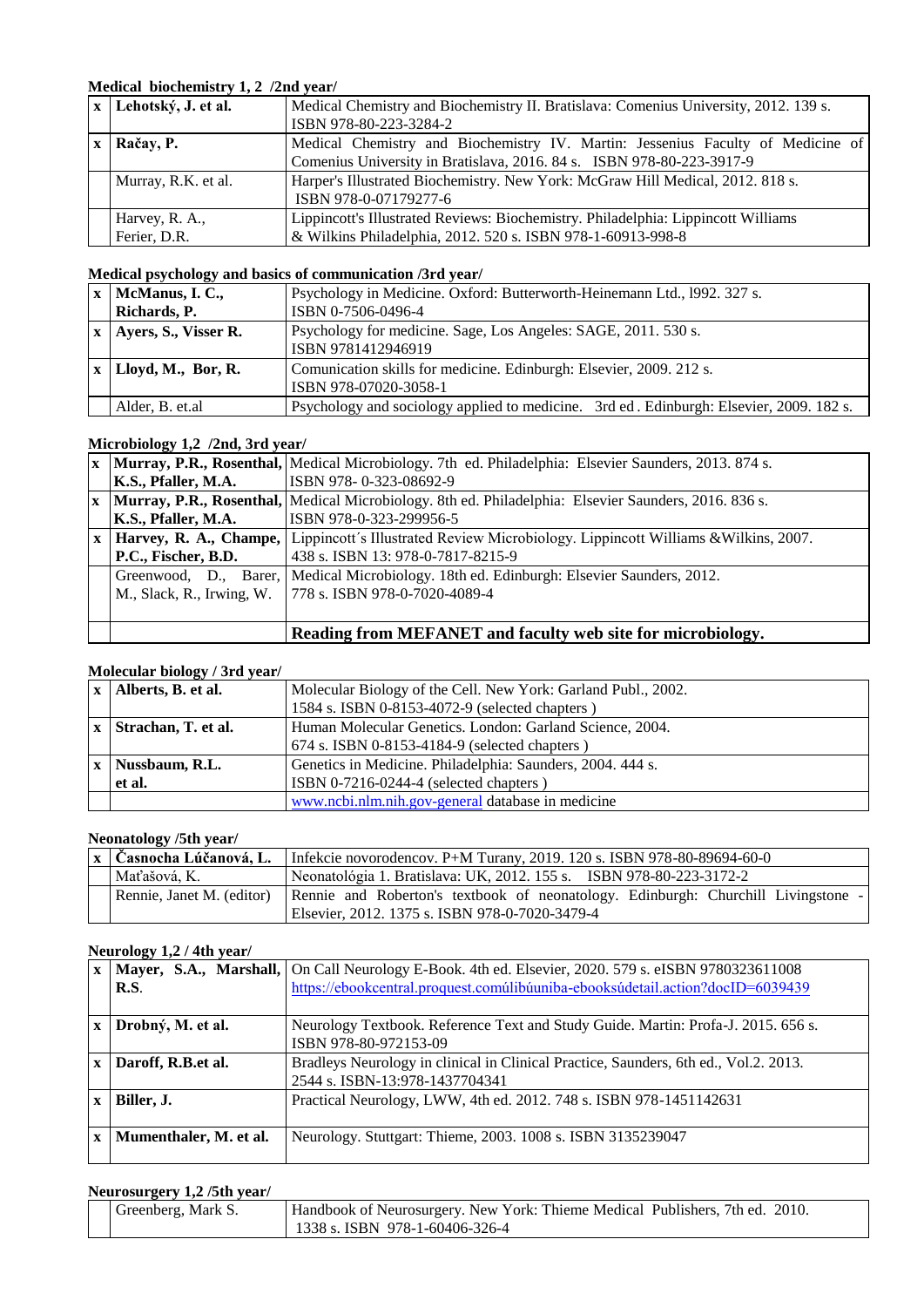**Medical biochemistry 1, 2 /2nd year/**

| | | |
|---|---|---|
| x | **Lehotský, J. et al.** | Medical Chemistry and Biochemistry II. Bratislava: Comenius University, 2012. 139 s. ISBN 978-80-223-3284-2 |
| x | **Račay, P.** | Medical Chemistry and Biochemistry IV. Martin: Jessenius Faculty of Medicine of Comenius University in Bratislava, 2016. 84 s. ISBN 978-80-223-3917-9 |
| | Murray, R.K. et al. | Harper's Illustrated Biochemistry. New York: McGraw Hill Medical, 2012. 818 s. ISBN 978-0-07179277-6 |
| | Harvey, R. A., Ferier, D.R. | Lippincott's Illustrated Reviews: Biochemistry. Philadelphia: Lippincott Williams & Wilkins Philadelphia, 2012. 520 s. ISBN 978-1-60913-998-8 |

**Medical psychology and basics of communication /3rd year/**

| | | |
|---|---|---|
| x | **McManus, I. C., Richards, P.** | Psychology in Medicine. Oxford: Butterworth-Heinemann Ltd., l992. 327 s. ISBN 0-7506-0496-4 |
| x | **Ayers, S., Visser R.** | Psychology for medicine. Sage, Los Angeles: SAGE, 2011. 530 s. ISBN 9781412946919 |
| x | **Lloyd, M., Bor, R.** | Comunication skills for medicine. Edinburgh: Elsevier, 2009. 212 s. ISBN 978-07020-3058-1 |
| | Alder, B. et.al | Psychology and sociology applied to medicine. 3rd ed . Edinburgh: Elsevier, 2009. 182 s. |

**Microbiology 1,2 /2nd, 3rd year/**

| | | |
|---|---|---|
| x | **Murray, P.R., Rosenthal, K.S., Pfaller, M.A.** | Medical Microbiology. 7th ed. Philadelphia: Elsevier Saunders, 2013. 874 s. ISBN 978- 0-323-08692-9 |
| x | **Murray, P.R., Rosenthal, K.S., Pfaller, M.A.** | Medical Microbiology. 8th ed. Philadelphia: Elsevier Saunders, 2016. 836 s. ISBN 978-0-323-299956-5 |
| x | **Harvey, R. A., Champe, P.C., Fischer, B.D.** | Lippincott´s Illustrated Review Microbiology. Lippincott Williams &Wilkins, 2007. 438 s. ISBN 13: 978-0-7817-8215-9 |
| | Greenwood, D., Barer, M., Slack, R., Irwing, W. | Medical Microbiology. 18th ed. Edinburgh: Elsevier Saunders, 2012. 778 s. ISBN 978-0-7020-4089-4 |
| | | **Reading from MEFANET and faculty web site for microbiology.** |

**Molecular biology / 3rd year/**

| | | |
|---|---|---|
| x | **Alberts, B. et al.** | Molecular Biology of the Cell. New York: Garland Publ., 2002. 1584 s. ISBN 0-8153-4072-9 (selected chapters ) |
| x | **Strachan, T. et al.** | Human Molecular Genetics. London: Garland Science, 2004. 674 s. ISBN 0-8153-4184-9 (selected chapters ) |
| x | **Nussbaum, R.L. et al.** | Genetics in Medicine. Philadelphia: Saunders, 2004. 444 s. ISBN 0-7216-0244-4 (selected chapters ) |
| | | www.ncbi.nlm.nih.gov-general database in medicine |

**Neonatology /5th year/**

| | | |
|---|---|---|
| x | **Časnocha Lúčanová, L.** | Infekcie novorodencov. P+M Turany, 2019. 120 s. ISBN 978-80-89694-60-0 |
| | Maťašová, K. | Neonatológia 1. Bratislava: UK, 2012. 155 s. ISBN 978-80-223-3172-2 |
| | Rennie, Janet M. (editor) | Rennie and Roberton's textbook of neonatology. Edinburgh: Churchill Livingstone - Elsevier, 2012. 1375 s. ISBN 978-0-7020-3479-4 |

**Neurology 1,2 / 4th year/**

| | | |
|---|---|---|
| x | **Mayer, S.A., Marshall, R.S.** | On Call Neurology E-Book. 4th ed. Elsevier, 2020. 579 s. eISBN 9780323611008 https://ebookcentral.proquest.comúlibúuniba-ebooksúdetail.action?docID=6039439 |
| x | **Drobný, M. et al.** | Neurology Textbook. Reference Text and Study Guide. Martin: Profa-J. 2015. 656 s. ISBN 978-80-972153-09 |
| x | **Daroff, R.B.et al.** | Bradleys Neurology in clinical in Clinical Practice, Saunders, 6th ed., Vol.2. 2013. 2544 s. ISBN-13:978-1437704341 |
| x | **Biller, J.** | Practical Neurology, LWW, 4th ed. 2012. 748 s. ISBN 978-1451142631 |
| x | **Mumenthaler, M. et al.** | Neurology. Stuttgart: Thieme, 2003. 1008 s. ISBN 3135239047 |

**Neurosurgery 1,2 /5th year/**

| | | |
|---|---|---|
| | Greenberg, Mark S. | Handbook of Neurosurgery. New York: Thieme Medical Publishers, 7th ed. 2010. 1338 s. ISBN 978-1-60406-326-4 |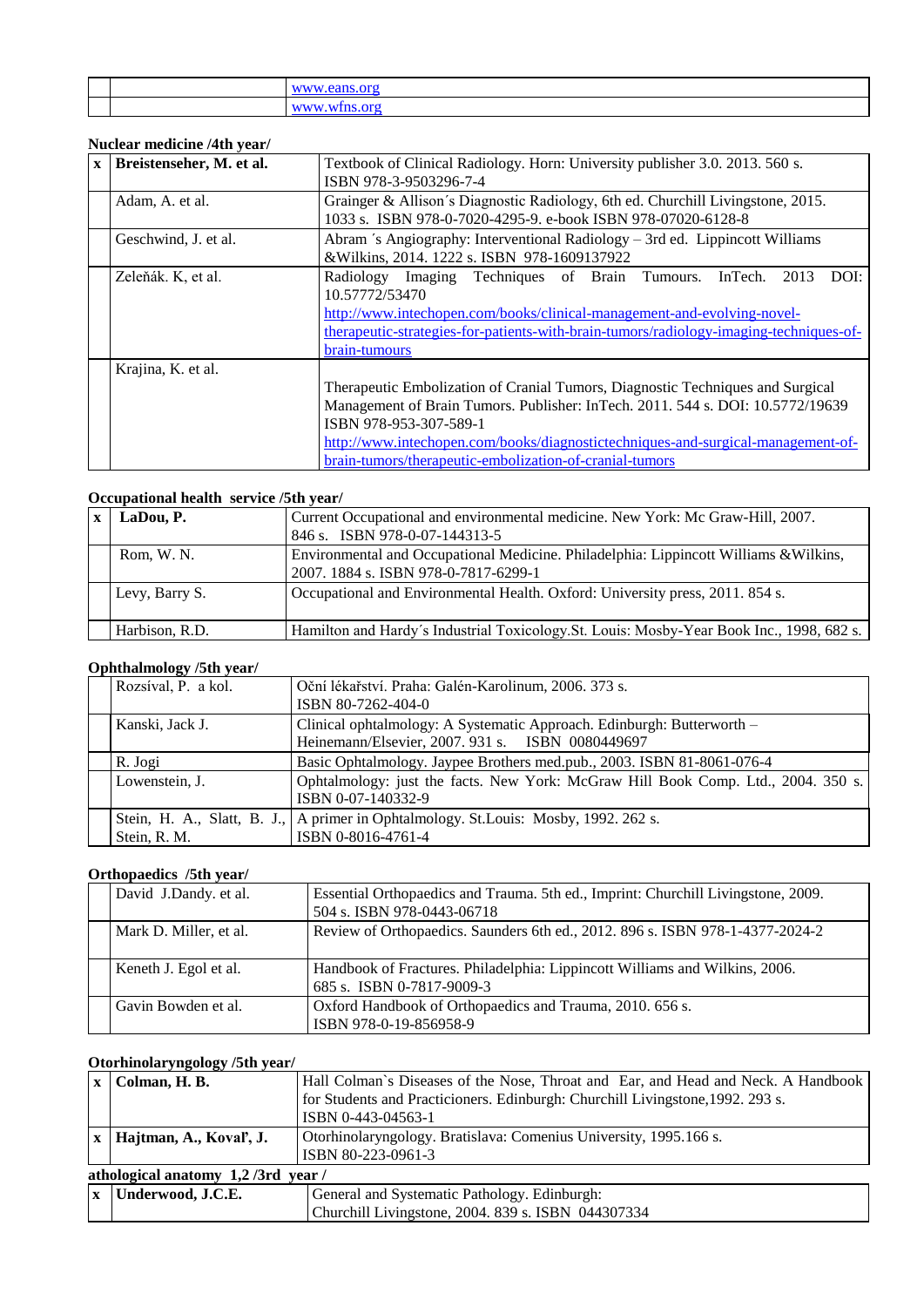| | | |
|---|---|---|
| | | www.eans.org |
| | | www.wfns.org |

**Nuclear medicine /4th year/**

| | | |
|---|---|---|
| x | **Breisteneher, M. et al.** | Textbook of Clinical Radiology. Horn: University publisher 3.0. 2013. 560 s. ISBN 978-3-9503296-7-4 |
| | Adam, A. et al. | Grainger & Allison´s Diagnostic Radiology, 6th ed. Churchill Livingstone, 2015. 1033 s. ISBN 978-0-7020-4295-9. e-book ISBN 978-07020-6128-8 |
| | Geschwind, J. et al. | Abram ´s Angiography: Interventional Radiology – 3rd ed. Lippincott Williams &Wilkins, 2014. 1222 s. ISBN 978-1609137922 |
| | Zeleňák. K, et al. | Radiology Imaging Techniques of Brain Tumours. InTech. 2013 DOI: 10.57772/53470 http://www.intechopen.com/books/clinical-management-and-evolving-novel-therapeutic-strategies-for-patients-with-brain-tumors/radiology-imaging-techniques-of-brain-tumours |
| | Krajina, K. et al. | Therapeutic Embolization of Cranial Tumors, Diagnostic Techniques and Surgical Management of Brain Tumors. Publisher: InTech. 2011. 544 s. DOI: 10.5772/19639 ISBN 978-953-307-589-1 http://www.intechopen.com/books/diagnostictechniques-and-surgical-management-of-brain-tumors/therapeutic-embolization-of-cranial-tumors |

**Occupational health service /5th year/**

| | | |
|---|---|---|
| x | **LaDou, P.** | Current Occupational and environmental medicine. New York: Mc Graw-Hill, 2007. 846 s. ISBN 978-0-07-144313-5 |
| | Rom, W. N. | Environmental and Occupational Medicine. Philadelphia: Lippincott Williams &Wilkins, 2007. 1884 s. ISBN 978-0-7817-6299-1 |
| | Levy, Barry S. | Occupational and Environmental Health. Oxford: University press, 2011. 854 s. |
| | Harbison, R.D. | Hamilton and Hardy´s Industrial Toxicology.St. Louis: Mosby-Year Book Inc., 1998, 682 s. |

**Ophthalmology /5th year/**

| | | |
|---|---|---|
| | Rozsíval, P. a kol. | Oční lékařství. Praha: Galén-Karolinum, 2006. 373 s. ISBN 80-7262-404-0 |
| | Kanski, Jack J. | Clinical ophtalmology: A Systematic Approach. Edinburgh: Butterworth – Heinemann/Elsevier, 2007. 931 s. ISBN 0080449697 |
| | R. Jogi | Basic Ophtalmology. Jaypee Brothers med.pub., 2003. ISBN 81-8061-076-4 |
| | Lowenstein, J. | Ophtalmology: just the facts. New York: McGraw Hill Book Comp. Ltd., 2004. 350 s. ISBN 0-07-140332-9 |
| | Stein, H. A., Slatt, B. J., Stein, R. M. | A primer in Ophtalmology. St.Louis: Mosby, 1992. 262 s. ISBN 0-8016-4761-4 |

**Orthopaedics /5th year/**

| | | |
|---|---|---|
| | David J.Dandy. et al. | Essential Orthopaedics and Trauma. 5th ed., Imprint: Churchill Livingstone, 2009. 504 s. ISBN 978-0443-06718 |
| | Mark D. Miller, et al. | Review of Orthopaedics. Saunders 6th ed., 2012. 896 s. ISBN 978-1-4377-2024-2 |
| | Keneth J. Egol et al. | Handbook of Fractures. Philadelphia: Lippincott Williams and Wilkins, 2006. 685 s. ISBN 0-7817-9009-3 |
| | Gavin Bowden et al. | Oxford Handbook of Orthopaedics and Trauma, 2010. 656 s. ISBN 978-0-19-856958-9 |

**Otorhinolaryngology /5th year/**

| | | |
|---|---|---|
| x | **Colman, H. B.** | Hall Colman`s Diseases of the Nose, Throat and Ear, and Head and Neck. A Handbook for Students and Practicioners. Edinburgh: Churchill Livingstone,1992. 293 s. ISBN 0-443-04563-1 |
| x | **Hajtman, A., Koval', J.** | Otorhinolaryngology. Bratislava: Comenius University, 1995.166 s. ISBN 80-223-0961-3 |

**athological anatomy 1,2 /3rd year /**

| | | |
|---|---|---|
| x | **Underwood, J.C.E.** | General and Systematic Pathology. Edinburgh: Churchill Livingstone, 2004. 839 s. ISBN 044307334 |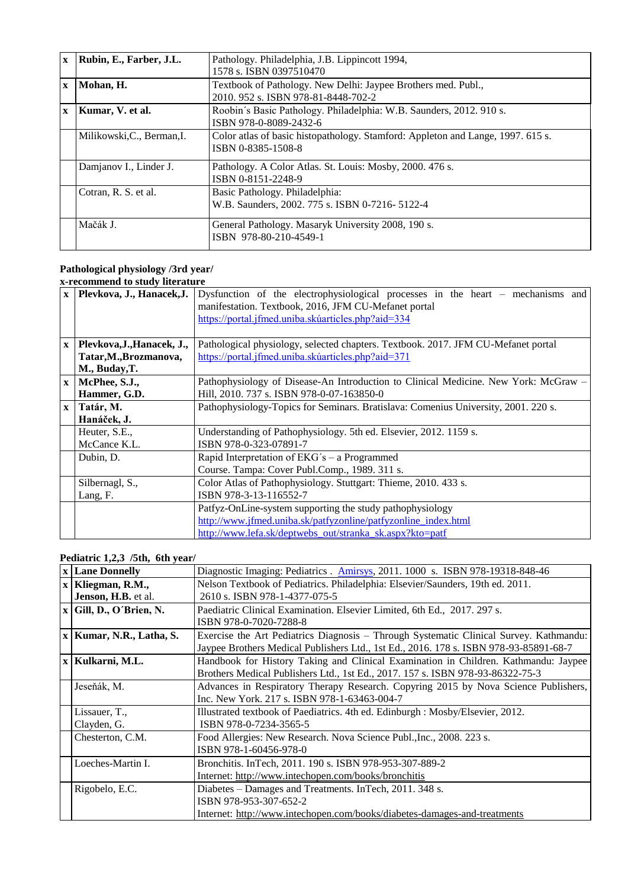| x | **Rubin, E., Farber, J.L.** | Pathology. Philadelphia, J.B. Lippincott 1994, 1578 s. ISBN 0397510470 |
|---|---|---|
| x | **Mohan, H.** | Textbook of Pathology. New Delhi: Jaypee Brothers med. Publ., 2010. 952 s. ISBN 978-81-8448-702-2 |
| x | **Kumar, V. et al.** | Roobin´s Basic Pathology. Philadelphia: W.B. Saunders, 2012. 910 s. ISBN 978-0-8089-2432-6 |
| | Milikowski,C., Berman,I. | Color atlas of basic histopathology. Stamford: Appleton and Lange, 1997. 615 s. ISBN 0-8385-1508-8 |
| | Damjanov I., Linder J. | Pathology. A Color Atlas. St. Louis: Mosby, 2000. 476 s. ISBN 0-8151-2248-9 |
| | Cotran, R. S. et al. | Basic Pathology. Philadelphia: W.B. Saunders, 2002. 775 s. ISBN 0-7216- 5122-4 |
| | Mačák J. | General Pathology. Masaryk University 2008, 190 s. ISBN 978-80-210-4549-1 |

**Pathological physiology /3rd year/**
**x-recommend to study literature**

| x | **Plevkova, J., Hanacek,J.** | Dysfunction of the electrophysiological processes in the heart – mechanisms and manifestation. Textbook, 2016, JFM CU-Mefanet portal https://portal.jfmed.uniba.skúarticles.php?aid=334 |
|---|---|---|
| x | **Plevkova,J.,Hanacek, J., Tatar,M.,Brozmanova, M., Buday,T.** | Pathological physiology, selected chapters. Textbook. 2017. JFM CU-Mefanet portal https://portal.jfmed.uniba.skúarticles.php?aid=371 |
| x | **McPhee, S.J., Hammer, G.D.** | Pathophysiology of Disease-An Introduction to Clinical Medicine. New York: McGraw – Hill, 2010. 737 s. ISBN 978-0-07-163850-0 |
| x | **Tatár, M. Hanáček, J.** | Pathophysiology-Topics for Seminars. Bratislava: Comenius University, 2001. 220 s. |
| | Heuter, S.E., McCance K.L. | Understanding of Pathophysiology. 5th ed. Elsevier, 2012. 1159 s. ISBN 978-0-323-07891-7 |
| | Dubin, D. | Rapid Interpretation of EKG´s – a Programmed Course. Tampa: Cover Publ.Comp., 1989. 311 s. |
| | Silbernagl, S., Lang, F. | Color Atlas of Pathophysiology. Stuttgart: Thieme, 2010. 433 s. ISBN 978-3-13-116552-7 |
| | | Patfyz-OnLine-system supporting the study pathophysiology http://www.jfmed.uniba.sk/patfyzonline/patfyzonline_index.html http://www.lefa.sk/deptwebs_out/stranka_sk.aspx?kto=patf |

**Pediatric 1,2,3 /5th, 6th year/**

| x | **Lane Donnelly** | Diagnostic Imaging: Pediatrics . Amirsys, 2011. 1000 s. ISBN 978-19318-848-46 |
|---|---|---|
| x | **Kliegman, R.M., Jenson, H.B.** et al. | Nelson Textbook of Pediatrics. Philadelphia: Elsevier/Saunders, 19th ed. 2011. 2610 s. ISBN 978-1-4377-075-5 |
| x | **Gill, D., O´Brien, N.** | Paediatric Clinical Examination. Elsevier Limited, 6th Ed., 2017. 297 s. ISBN 978-0-7020-7288-8 |
| x | **Kumar, N.R., Latha, S.** | Exercise the Art Pediatrics Diagnosis – Through Systematic Clinical Survey. Kathmandu: Jaypee Brothers Medical Publishers Ltd., 1st Ed., 2016. 178 s. ISBN 978-93-85891-68-7 |
| x | **Kulkarni, M.L.** | Handbook for History Taking and Clinical Examination in Children. Kathmandu: Jaypee Brothers Medical Publishers Ltd., 1st Ed., 2017. 157 s. ISBN 978-93-86322-75-3 |
| | Jeseňák, M. | Advances in Respiratory Therapy Research. Copyring 2015 by Nova Science Publishers, Inc. New York. 217 s. ISBN 978-1-63463-004-7 |
| | Lissauer, T., Clayden, G. | Illustrated textbook of Paediatrics. 4th ed. Edinburgh : Mosby/Elsevier, 2012. ISBN 978-0-7234-3565-5 |
| | Chesterton, C.M. | Food Allergies: New Research. Nova Science Publ.,Inc., 2008. 223 s. ISBN 978-1-60456-978-0 |
| | Loeches-Martin I. | Bronchitis. InTech, 2011. 190 s. ISBN 978-953-307-889-2 Internet: http://www.intechopen.com/books/bronchitis |
| | Rigobelo, E.C. | Diabetes – Damages and Treatments. InTech, 2011. 348 s. ISBN 978-953-307-652-2 Internet: http://www.intechopen.com/books/diabetes-damages-and-treatments |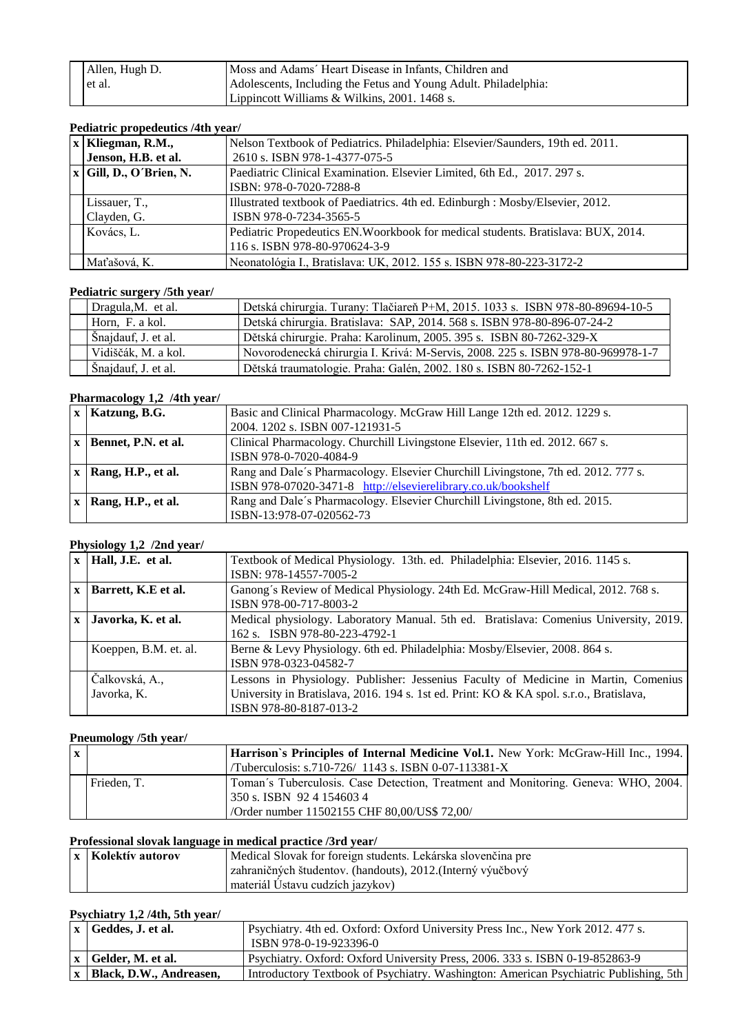|  |  |  |
|---|---|---|
|  | Allen, Hugh D. et al. | Moss and Adams´ Heart Disease in Infants, Children and Adolescents, Including the Fetus and Young Adult. Philadelphia: Lippincott Williams & Wilkins, 2001. 1468 s. |

**Pediatric propedeutics /4th year/**

|  |  |  |
|---|---|---|
| x | **Kliegman, R.M., Jenson, H.B. et al.** | Nelson Textbook of Pediatrics. Philadelphia: Elsevier/Saunders, 19th ed. 2011. 2610 s. ISBN 978-1-4377-075-5 |
| x | **Gill, D., O´Brien, N.** | Paediatric Clinical Examination. Elsevier Limited, 6th Ed., 2017. 297 s. ISBN: 978-0-7020-7288-8 |
|  | Lissauer, T., Clayden, G. | Illustrated textbook of Paediatrics. 4th ed. Edinburgh : Mosby/Elsevier, 2012. ISBN 978-0-7234-3565-5 |
|  | Kovács, L. | Pediatric Propedeutics EN.Woorkbook for medical students. Bratislava: BUX, 2014. 116 s. ISBN 978-80-970624-3-9 |
|  | Maťašová, K. | Neonatológia I., Bratislava: UK, 2012. 155 s. ISBN 978-80-223-3172-2 |

**Pediatric surgery /5th year/**

|  |  |  |
|---|---|---|
|  | Dragula,M. et al. | Detská chirurgia. Turany: Tlačiareň P+M, 2015. 1033 s. ISBN 978-80-89694-10-5 |
|  | Horn, F. a kol. | Detská chirurgia. Bratislava: SAP, 2014. 568 s. ISBN 978-80-896-07-24-2 |
|  | Šnajdauf, J. et al. | Dětská chirurgie. Praha: Karolinum, 2005. 395 s. ISBN 80-7262-329-X |
|  | Vidiščák, M. a kol. | Novorodenecká chirurgia I. Krivá: M-Servis, 2008. 225 s. ISBN 978-80-969978-1-7 |
|  | Šnajdauf, J. et al. | Dětská traumatologie. Praha: Galén, 2002. 180 s. ISBN 80-7262-152-1 |

**Pharmacology 1,2 /4th year/**

|  |  |  |
|---|---|---|
| x | **Katzung, B.G.** | Basic and Clinical Pharmacology. McGraw Hill Lange 12th ed. 2012. 1229 s. 2004. 1202 s. ISBN 007-121931-5 |
| x | **Bennet, P.N. et al.** | Clinical Pharmacology. Churchill Livingstone Elsevier, 11th ed. 2012. 667 s. ISBN 978-0-7020-4084-9 |
| x | **Rang, H.P., et al.** | Rang and Dale´s Pharmacology. Elsevier Churchill Livingstone, 7th ed. 2012. 777 s. ISBN 978-07020-3471-8 http://elsevierelibrary.co.uk/bookshelf |
| x | **Rang, H.P., et al.** | Rang and Dale´s Pharmacology. Elsevier Churchill Livingstone, 8th ed. 2015. ISBN-13:978-07-020562-73 |

**Physiology 1,2 /2nd year/**

|  |  |  |
|---|---|---|
| x | **Hall, J.E. et al.** | Textbook of Medical Physiology. 13th. ed. Philadelphia: Elsevier, 2016. 1145 s. ISBN: 978-14557-7005-2 |
| x | **Barrett, K.E et al.** | Ganong´s Review of Medical Physiology. 24th Ed. McGraw-Hill Medical, 2012. 768 s. ISBN 978-00-717-8003-2 |
| x | **Javorka, K. et al.** | Medical physiology. Laboratory Manual. 5th ed. Bratislava: Comenius University, 2019. 162 s. ISBN 978-80-223-4792-1 |
|  | Koeppen, B.M. et. al. | Berne & Levy Physiology. 6th ed. Philadelphia: Mosby/Elsevier, 2008. 864 s. ISBN 978-0323-04582-7 |
|  | Čalkovská, A., Javorka, K. | Lessons in Physiology. Publisher: Jessenius Faculty of Medicine in Martin, Comenius University in Bratislava, 2016. 194 s. 1st ed. Print: KO & KA spol. s.r.o., Bratislava, ISBN 978-80-8187-013-2 |

**Pneumology /5th year/**

|  |  |  |
|---|---|---|
| x |  | **Harrison`s Principles of Internal Medicine Vol.1.** New York: McGraw-Hill Inc., 1994. /Tuberculosis: s.710-726/ 1143 s. ISBN 0-07-113381-X |
|  | Frieden, T. | Toman´s Tuberculosis. Case Detection, Treatment and Monitoring. Geneva: WHO, 2004. 350 s. ISBN 92 4 154603 4 /Order number 11502155 CHF 80,00/US$ 72,00/ |

**Professional slovak language in medical practice /3rd year/**

|  |  |  |
|---|---|---|
| x | **Kolektív autorov** | Medical Slovak for foreign students. Lekárska slovenčina pre zahraničných študentov. (handouts), 2012.(Interný výučbový materiál Ústavu cudzích jazykov) |

**Psychiatry 1,2 /4th, 5th year/**

|  |  |  |
|---|---|---|
| x | **Geddes, J. et al.** | Psychiatry. 4th ed. Oxford: Oxford University Press Inc., New York 2012. 477 s. ISBN 978-0-19-923396-0 |
| x | **Gelder, M. et al.** | Psychiatry. Oxford: Oxford University Press, 2006. 333 s. ISBN 0-19-852863-9 |
| x | **Black, D.W., Andreasen,** | Introductory Textbook of Psychiatry. Washington: American Psychiatric Publishing, 5th |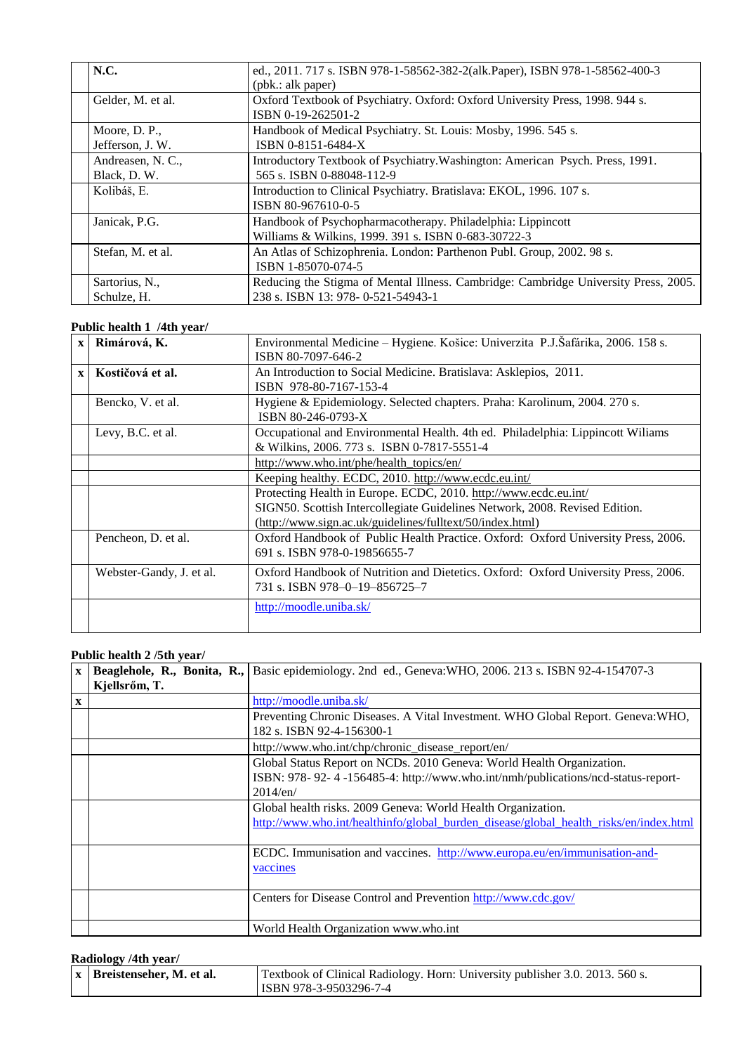| | | |
|---|---|---|
| | **N.C.** | ed., 2011. 717 s. ISBN 978-1-58562-382-2(alk.Paper), ISBN 978-1-58562-400-3 (pbk.: alk paper) |
| | Gelder, M. et al. | Oxford Textbook of Psychiatry. Oxford: Oxford University Press, 1998. 944 s. ISBN 0-19-262501-2 |
| | Moore, D. P., Jefferson, J. W. | Handbook of Medical Psychiatry. St. Louis: Mosby, 1996. 545 s. ISBN 0-8151-6484-X |
| | Andreasen, N. C., Black, D. W. | Introductory Textbook of Psychiatry.Washington: American Psych. Press, 1991. 565 s. ISBN 0-88048-112-9 |
| | Kolibáš, E. | Introduction to Clinical Psychiatry. Bratislava: EKOL, 1996. 107 s. ISBN 80-967610-0-5 |
| | Janicak, P.G. | Handbook of Psychopharmacotherapy. Philadelphia: Lippincott Williams & Wilkins, 1999. 391 s. ISBN 0-683-30722-3 |
| | Stefan, M. et al. | An Atlas of Schizophrenia. London: Parthenon Publ. Group, 2002. 98 s. ISBN 1-85070-074-5 |
| | Sartorius, N., Schulze, H. | Reducing the Stigma of Mental Illness. Cambridge: Cambridge University Press, 2005. 238 s. ISBN 13: 978- 0-521-54943-1 |

**Public health 1 /4th year/**

| | | |
|---|---|---|
| **x** | **Rimárová, K.** | Environmental Medicine – Hygiene. Košice: Univerzita P.J.Šafárika, 2006. 158 s. ISBN 80-7097-646-2 |
| **x** | **Kostičová et al.** | An Introduction to Social Medicine. Bratislava: Asklepios, 2011. ISBN 978-80-7167-153-4 |
| | Bencko, V. et al. | Hygiene & Epidemiology. Selected chapters. Praha: Karolinum, 2004. 270 s. ISBN 80-246-0793-X |
| | Levy, B.C. et al. | Occupational and Environmental Health. 4th ed. Philadelphia: Lippincott Wiliams & Wilkins, 2006. 773 s. ISBN 0-7817-5551-4 |
| | | http://www.who.int/phe/health_topics/en/ |
| | | Keeping healthy. ECDC, 2010. http://www.ecdc.eu.int/ |
| | | Protecting Health in Europe. ECDC, 2010. http://www.ecdc.eu.int/ SIGN50. Scottish Intercollegiate Guidelines Network, 2008. Revised Edition. (http://www.sign.ac.uk/guidelines/fulltext/50/index.html) |
| | Pencheon, D. et al. | Oxford Handbook of Public Health Practice. Oxford: Oxford University Press, 2006. 691 s. ISBN 978-0-19856655-7 |
| | Webster-Gandy, J. et al. | Oxford Handbook of Nutrition and Dietetics. Oxford: Oxford University Press, 2006. 731 s. ISBN 978–0–19–856725–7 |
| | | http://moodle.uniba.sk/ |

**Public health 2 /5th year/**

| | | |
|---|---|---|
| **x** | **Beaglehole, R., Bonita, R., Kjellsrőm, T.** | Basic epidemiology. 2nd ed., Geneva:WHO, 2006. 213 s. ISBN 92-4-154707-3 |
| **x** | | http://moodle.uniba.sk/ |
| | | Preventing Chronic Diseases. A Vital Investment. WHO Global Report. Geneva:WHO, 182 s. ISBN 92-4-156300-1 |
| | | http://www.who.int/chp/chronic_disease_report/en/ |
| | | Global Status Report on NCDs. 2010 Geneva: World Health Organization. ISBN: 978- 92- 4 -156485-4: http://www.who.int/nmh/publications/ncd-status-report-2014/en/ |
| | | Global health risks. 2009 Geneva: World Health Organization. http://www.who.int/healthinfo/global_burden_disease/global_health_risks/en/index.html |
| | | ECDC. Immunisation and vaccines. http://www.europa.eu/en/immunisation-and-vaccines |
| | | Centers for Disease Control and Prevention http://www.cdc.gov/ |
| | | World Health Organization www.who.int |

**Radiology /4th year/**

| | | |
|---|---|---|
| **x** | **Breistenseher, M. et al.** | Textbook of Clinical Radiology. Horn: University publisher 3.0. 2013. 560 s. ISBN 978-3-9503296-7-4 |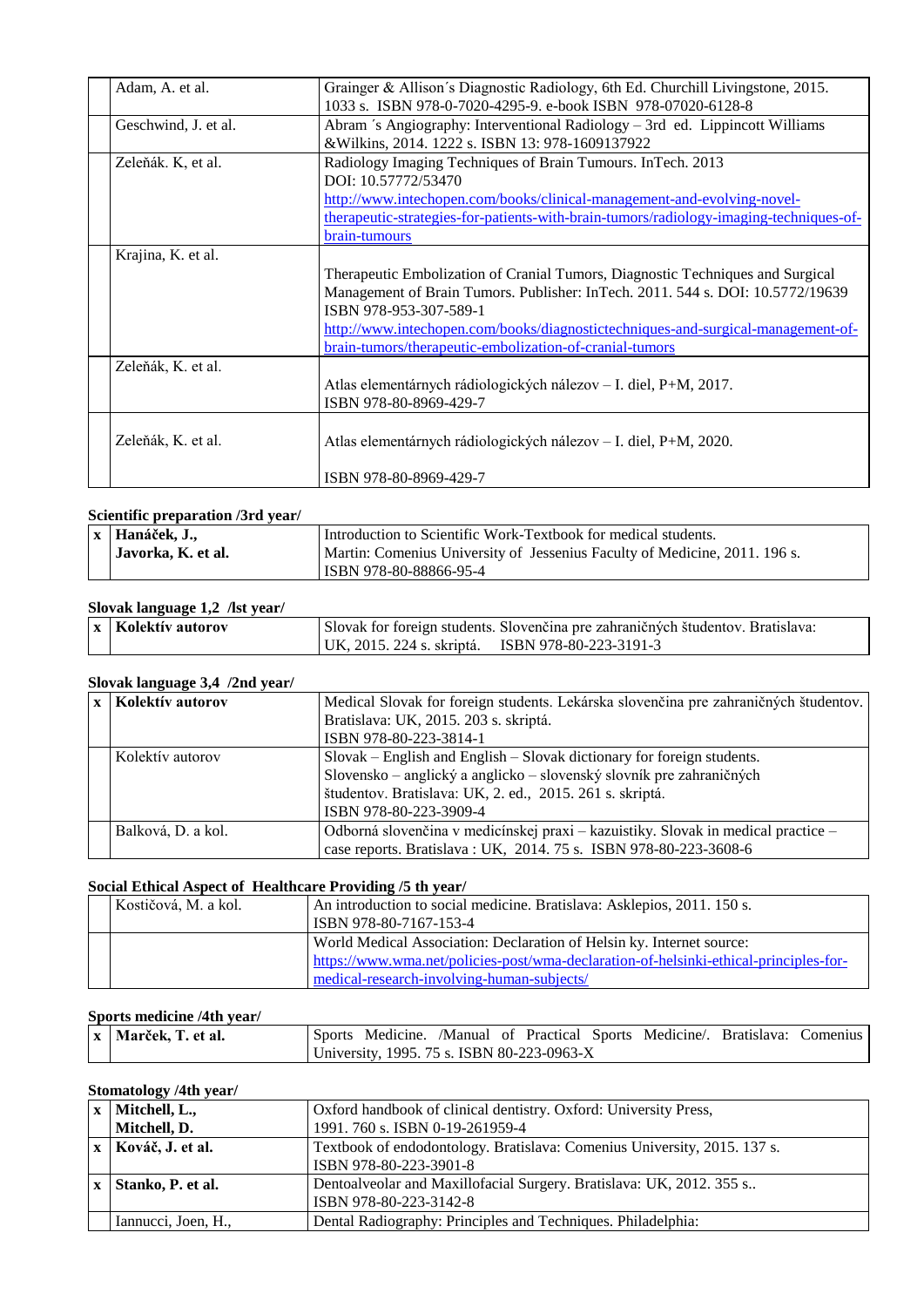| | | |
|---|---|---|
| | Adam, A. et al. | Grainger & Allison´s Diagnostic Radiology, 6th Ed. Churchill Livingstone, 2015. 1033 s. ISBN 978-0-7020-4295-9. e-book ISBN 978-07020-6128-8 |
| | Geschwind, J. et al. | Abram ´s Angiography: Interventional Radiology – 3rd ed. Lippincott Williams &Wilkins, 2014. 1222 s. ISBN 13: 978-1609137922 |
| | Zeleňák. K, et al. | Radiology Imaging Techniques of Brain Tumours. InTech. 2013 DOI: 10.57772/53470 http://www.intechopen.com/books/clinical-management-and-evolving-novel-therapeutic-strategies-for-patients-with-brain-tumors/radiology-imaging-techniques-of-brain-tumours |
| | Krajina, K. et al. | Therapeutic Embolization of Cranial Tumors, Diagnostic Techniques and Surgical Management of Brain Tumors. Publisher: InTech. 2011. 544 s. DOI: 10.5772/19639 ISBN 978-953-307-589-1 http://www.intechopen.com/books/diagnostictechniques-and-surgical-management-of-brain-tumors/therapeutic-embolization-of-cranial-tumors |
| | Zeleňák, K. et al. | Atlas elementárnych rádiologických nálezov – I. diel, P+M, 2017. ISBN 978-80-8969-429-7 |
| | Zeleňák, K. et al. | Atlas elementárnych rádiologických nálezov – I. diel, P+M, 2020. ISBN 978-80-8969-429-7 |

**Scientific preparation /3rd year/**

| | | |
|---|---|---|
| x | **Hanáček, J., Javorka, K. et al.** | Introduction to Scientific Work-Textbook for medical students. Martin: Comenius University of Jessenius Faculty of Medicine, 2011. 196 s. ISBN 978-80-88866-95-4 |

**Slovak language 1,2 /lst year/**

| | | |
|---|---|---|
| x | **Kolektív autorov** | Slovak for foreign students. Slovenčina pre zahraničných študentov. Bratislava: UK, 2015. 224 s. skriptá. ISBN 978-80-223-3191-3 |

**Slovak language 3,4 /2nd year/**

| | | |
|---|---|---|
| x | **Kolektív autorov** | Medical Slovak for foreign students. Lekárska slovenčina pre zahraničných študentov. Bratislava: UK, 2015. 203 s. skriptá. ISBN 978-80-223-3814-1 |
| | Kolektív autorov | Slovak – English and English – Slovak dictionary for foreign students. Slovensko – anglický a anglicko – slovenský slovník pre zahraničných študentov. Bratislava: UK, 2. ed., 2015. 261 s. skriptá. ISBN 978-80-223-3909-4 |
| | Balková, D. a kol. | Odborná slovenčina v medicínskej praxi – kazuistiky. Slovak in medical practice – case reports. Bratislava : UK, 2014. 75 s. ISBN 978-80-223-3608-6 |

**Social Ethical Aspect of Healthcare Providing /5 th year/**

| | | |
|---|---|---|
| | Kostičová, M. a kol. | An introduction to social medicine. Bratislava: Asklepios, 2011. 150 s. ISBN 978-80-7167-153-4 |
| | | World Medical Association: Declaration of Helsin ky. Internet source: https://www.wma.net/policies-post/wma-declaration-of-helsinki-ethical-principles-for-medical-research-involving-human-subjects/ |

**Sports medicine /4th year/**

| | | |
|---|---|---|
| x | **Marček, T. et al.** | Sports Medicine. /Manual of Practical Sports Medicine/. Bratislava: Comenius University, 1995. 75 s. ISBN 80-223-0963-X |

**Stomatology /4th year/**

| | | |
|---|---|---|
| x | **Mitchell, L., Mitchell, D.** | Oxford handbook of clinical dentistry. Oxford: University Press, 1991. 760 s. ISBN 0-19-261959-4 |
| x | **Kováč, J. et al.** | Textbook of endodontology. Bratislava: Comenius University, 2015. 137 s. ISBN 978-80-223-3901-8 |
| x | **Stanko, P. et al.** | Dentoalveolar and Maxillofacial Surgery. Bratislava: UK, 2012. 355 s.. ISBN 978-80-223-3142-8 |
| | Iannucci, Joen, H., | Dental Radiography: Principles and Techniques. Philadelphia: |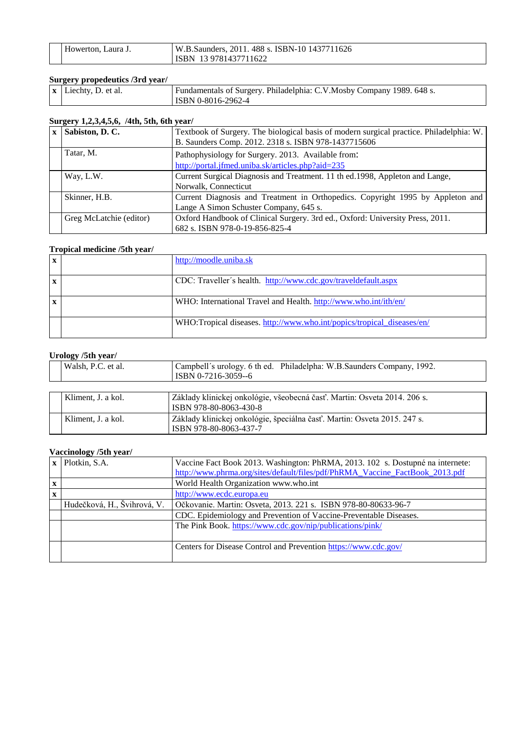| | | |
|---|---|---|
| | Howerton, Laura J. | W.B.Saunders, 2011. 488 s. ISBN-10 1437711626<br>ISBN 13 9781437711622 |

**Surgery propedeutics /3rd year/**

| | | |
|---|---|---|
| x | Liechty, D. et al. | Fundamentals of Surgery. Philadelphia: C.V.Mosby Company 1989. 648 s.<br>ISBN 0-8016-2962-4 |

**Surgery 1,2,3,4,5,6, /4th, 5th, 6th year/**

| | | |
|---|---|---|
| x | **Sabiston, D. C.** | Textbook of Surgery. The biological basis of modern surgical practice. Philadelphia: W. B. Saunders Comp. 2012. 2318 s. ISBN 978-1437715606 |
| | Tatar, M. | Pathophysiology for Surgery. 2013. Available from:<br>http://portal.jfmed.uniba.sk/articles.php?aid=235 |
| | Way, L.W. | Current Surgical Diagnosis and Treatment. 11 th ed.1998, Appleton and Lange, Norwalk, Connecticut |
| | Skinner, H.B. | Current Diagnosis and Treatment in Orthopedics. Copyright 1995 by Appleton and Lange A Simon Schuster Company, 645 s. |
| | Greg McLatchie (editor) | Oxford Handbook of Clinical Surgery. 3rd ed., Oxford: University Press, 2011.<br>682 s. ISBN 978-0-19-856-825-4 |

**Tropical medicine /5th year/**

| | | |
|---|---|---|
| x | | http://moodle.uniba.sk |
| x | | CDC: Traveller´s health. http://www.cdc.gov/traveldefault.aspx |
| x | | WHO: International Travel and Health. http://www.who.int/ith/en/ |
| | | WHO:Tropical diseases. http://www.who.int/popics/tropical_diseases/en/ |

**Urology /5th year/**

| | | |
|---|---|---|
| | Walsh, P.C. et al. | Campbell´s urology. 6 th ed. Philadelpha: W.B.Saunders Company, 1992.<br>ISBN 0-7216-3059--6 |

| | | |
|---|---|---|
| | Kliment, J. a kol. | Základy klinickej onkológie, všeobecná časť. Martin: Osveta 2014. 206 s.<br>ISBN 978-80-8063-430-8 |
| | Kliment, J. a kol. | Základy klinickej onkológie, špeciálna časť. Martin: Osveta 2015. 247 s.<br>ISBN 978-80-8063-437-7 |

**Vaccinology /5th year/**

| | | |
|---|---|---|
| x | Plotkin, S.A. | Vaccine Fact Book 2013. Washington: PhRMA, 2013. 102 s. Dostupné na internete:<br>http://www.phrma.org/sites/default/files/pdf/PhRMA_Vaccine_FactBook_2013.pdf |
| x | | World Health Organization www.who.int |
| x | | http://www.ecdc.europa.eu |
| | Hudečková, H., Švihrová, V. | Očkovanie. Martin: Osveta, 2013. 221 s. ISBN 978-80-80633-96-7 |
| | | CDC. Epidemiology and Prevention of Vaccine-Preventable Diseases. |
| | | The Pink Book. https://www.cdc.gov/nip/publications/pink/ |
| | | Centers for Disease Control and Prevention https://www.cdc.gov/ |